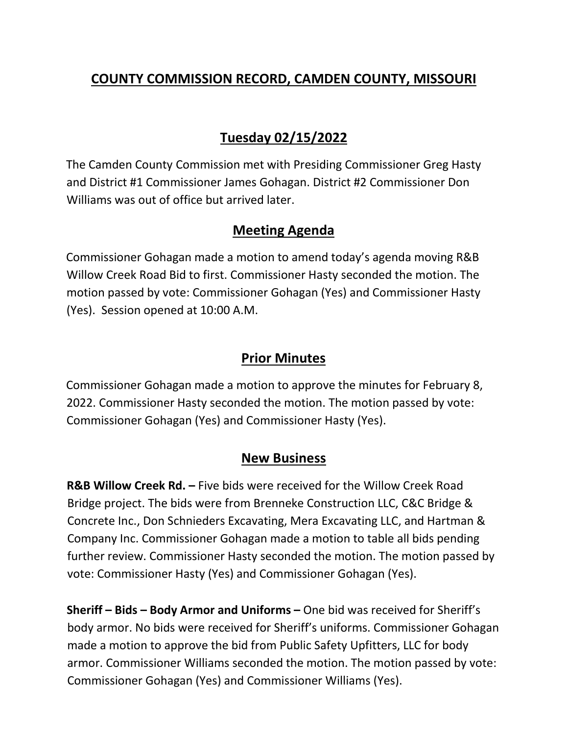# COUNTY COMMISSION RECORD, CAMDEN COUNTY, MISSOURI

## Tuesday 02/15/2022

The Camden County Commission met with Presiding Commissioner Greg Hasty and District #1 Commissioner James Gohagan. District #2 Commissioner Don Williams was out of office but arrived later.

## Meeting Agenda

Commissioner Gohagan made a motion to amend today's agenda moving R&B Willow Creek Road Bid to first. Commissioner Hasty seconded the motion. The motion passed by vote: Commissioner Gohagan (Yes) and Commissioner Hasty (Yes). Session opened at 10:00 A.M.

## Prior Minutes

Commissioner Gohagan made a motion to approve the minutes for February 8, 2022. Commissioner Hasty seconded the motion. The motion passed by vote: Commissioner Gohagan (Yes) and Commissioner Hasty (Yes).

## New Business

**R&B Willow Creek Rd. –** Five bids were received for the Willow Creek Road Bridge project. The bids were from Brenneke Construction LLC, C&C Bridge & Concrete Inc., Don Schnieders Excavating, Mera Excavating LLC, and Hartman & Company Inc. Commissioner Gohagan made a motion to table all bids pending further review. Commissioner Hasty seconded the motion. The motion passed by vote: Commissioner Hasty (Yes) and Commissioner Gohagan (Yes).

**Sheriff – Bids – Body Armor and Uniforms –** One bid was received for Sheriff's body armor. No bids were received for Sheriff's uniforms. Commissioner Gohagan made a motion to approve the bid from Public Safety Upfitters, LLC for body armor. Commissioner Williams seconded the motion. The motion passed by vote: Commissioner Gohagan (Yes) and Commissioner Williams (Yes).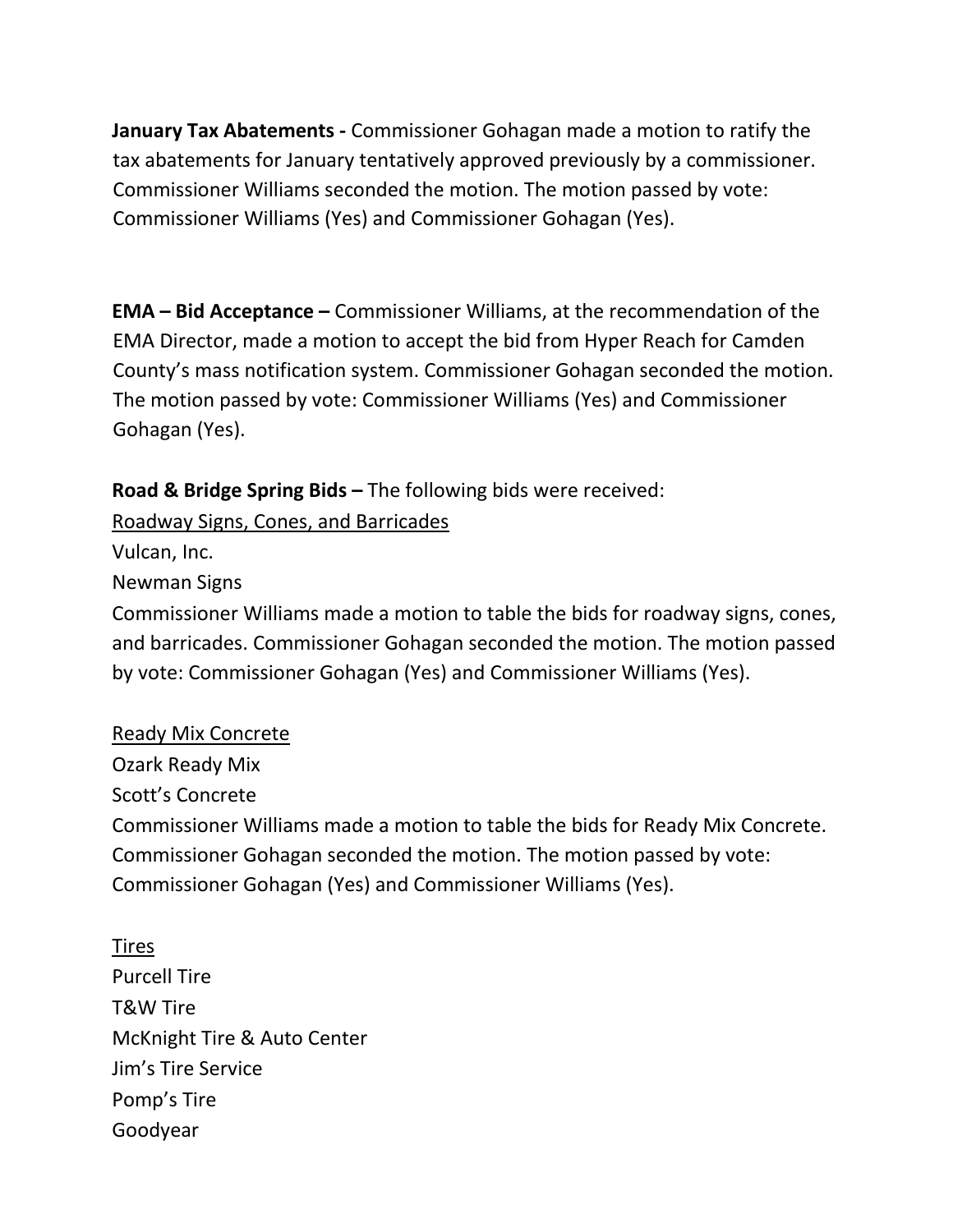**January Tax Abatements -** Commissioner Gohagan made a motion to ratify the tax abatements for January tentatively approved previously by a commissioner. Commissioner Williams seconded the motion. The motion passed by vote: Commissioner Williams (Yes) and Commissioner Gohagan (Yes).

**EMA – Bid Acceptance –** Commissioner Williams, at the recommendation of the EMA Director, made a motion to accept the bid from Hyper Reach for Camden County's mass notification system. Commissioner Gohagan seconded the motion. The motion passed by vote: Commissioner Williams (Yes) and Commissioner Gohagan (Yes).

**Road & Bridge Spring Bids –** The following bids were received:

<u>Roadway Signs, Cones, and Barricades</u>

Vulcan, Inc.

Newman Signs

Commissioner Williams made a motion to table the bids for roadway signs, cones, and barricades. Commissioner Gohagan seconded the motion. The motion passed by vote: Commissioner Gohagan (Yes) and Commissioner Williams (Yes).

<u>Ready Mix Concrete</u>

Ozark Ready Mix

Scott's Concrete

Commissioner Williams made a motion to table the bids for Ready Mix Concrete. Commissioner Gohagan seconded the motion. The motion passed by vote: Commissioner Gohagan (Yes) and Commissioner Williams (Yes).

<u>Tires</u>

Purcell Tire

T&W Tire

McKnight Tire & Auto Center

Jim's Tire Service

Pomp's Tire

Goodyear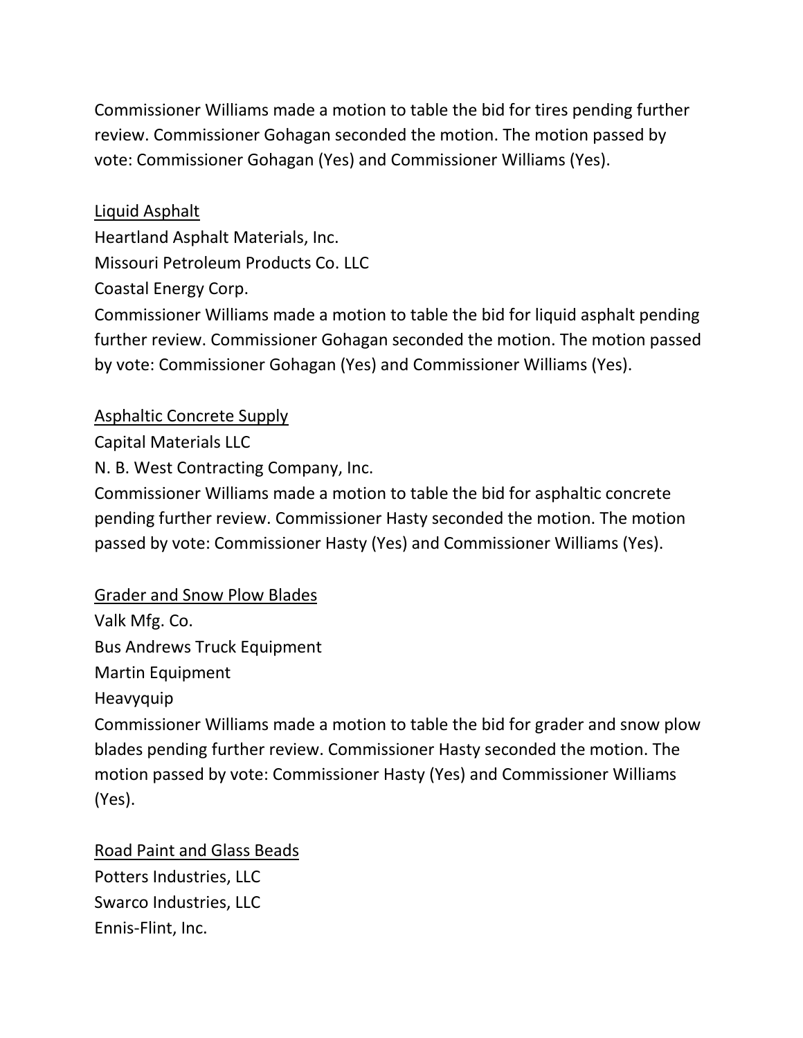Commissioner Williams made a motion to table the bid for tires pending further review. Commissioner Gohagan seconded the motion. The motion passed by vote: Commissioner Gohagan (Yes) and Commissioner Williams (Yes).

<u>Liquid Asphalt</u>

Heartland Asphalt Materials, Inc.
Missouri Petroleum Products Co. LLC
Coastal Energy Corp.
Commissioner Williams made a motion to table the bid for liquid asphalt pending further review. Commissioner Gohagan seconded the motion. The motion passed by vote: Commissioner Gohagan (Yes) and Commissioner Williams (Yes).

<u>Asphaltic Concrete Supply</u>

Capital Materials LLC
N. B. West Contracting Company, Inc.
Commissioner Williams made a motion to table the bid for asphaltic concrete pending further review. Commissioner Hasty seconded the motion. The motion passed by vote: Commissioner Hasty (Yes) and Commissioner Williams (Yes).

<u>Grader and Snow Plow Blades</u>

Valk Mfg. Co.
Bus Andrews Truck Equipment
Martin Equipment
Heavyquip
Commissioner Williams made a motion to table the bid for grader and snow plow blades pending further review. Commissioner Hasty seconded the motion. The motion passed by vote: Commissioner Hasty (Yes) and Commissioner Williams (Yes).

<u>Road Paint and Glass Beads</u>

Potters Industries, LLC
Swarco Industries, LLC
Ennis-Flint, Inc.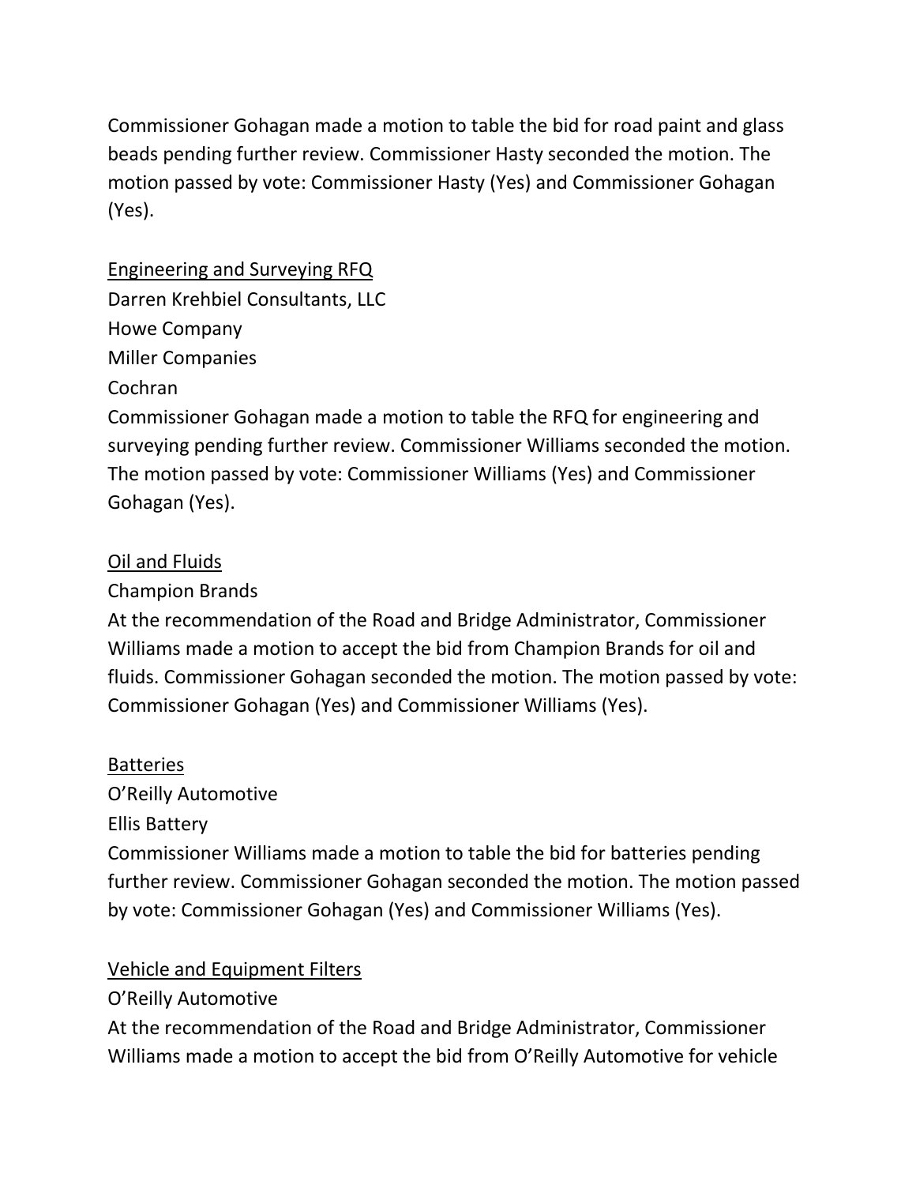Commissioner Gohagan made a motion to table the bid for road paint and glass beads pending further review. Commissioner Hasty seconded the motion. The motion passed by vote: Commissioner Hasty (Yes) and Commissioner Gohagan (Yes).

<u>Engineering and Surveying RFQ</u>

Darren Krehbiel Consultants, LLC

Howe Company

Miller Companies

Cochran

Commissioner Gohagan made a motion to table the RFQ for engineering and surveying pending further review. Commissioner Williams seconded the motion. The motion passed by vote: Commissioner Williams (Yes) and Commissioner Gohagan (Yes).

<u>Oil and Fluids</u>

Champion Brands

At the recommendation of the Road and Bridge Administrator, Commissioner Williams made a motion to accept the bid from Champion Brands for oil and fluids. Commissioner Gohagan seconded the motion. The motion passed by vote: Commissioner Gohagan (Yes) and Commissioner Williams (Yes).

<u>Batteries</u>

O'Reilly Automotive

Ellis Battery

Commissioner Williams made a motion to table the bid for batteries pending further review. Commissioner Gohagan seconded the motion. The motion passed by vote: Commissioner Gohagan (Yes) and Commissioner Williams (Yes).

<u>Vehicle and Equipment Filters</u>

O'Reilly Automotive

At the recommendation of the Road and Bridge Administrator, Commissioner Williams made a motion to accept the bid from O'Reilly Automotive for vehicle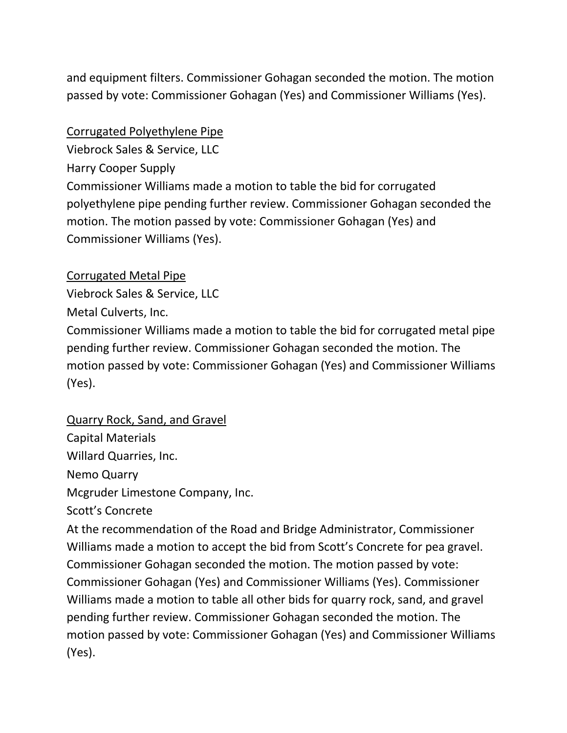and equipment filters. Commissioner Gohagan seconded the motion. The motion passed by vote: Commissioner Gohagan (Yes) and Commissioner Williams (Yes).

<u>Corrugated Polyethylene Pipe</u>

Viebrock Sales & Service, LLC
Harry Cooper Supply

Commissioner Williams made a motion to table the bid for corrugated polyethylene pipe pending further review. Commissioner Gohagan seconded the motion. The motion passed by vote: Commissioner Gohagan (Yes) and Commissioner Williams (Yes).

<u>Corrugated Metal Pipe</u>

Viebrock Sales & Service, LLC
Metal Culverts, Inc.

Commissioner Williams made a motion to table the bid for corrugated metal pipe pending further review. Commissioner Gohagan seconded the motion. The motion passed by vote: Commissioner Gohagan (Yes) and Commissioner Williams (Yes).

<u>Quarry Rock, Sand, and Gravel</u>

Capital Materials
Willard Quarries, Inc.
Nemo Quarry
Mcgruder Limestone Company, Inc.
Scott's Concrete

At the recommendation of the Road and Bridge Administrator, Commissioner Williams made a motion to accept the bid from Scott's Concrete for pea gravel. Commissioner Gohagan seconded the motion. The motion passed by vote: Commissioner Gohagan (Yes) and Commissioner Williams (Yes). Commissioner Williams made a motion to table all other bids for quarry rock, sand, and gravel pending further review. Commissioner Gohagan seconded the motion. The motion passed by vote: Commissioner Gohagan (Yes) and Commissioner Williams (Yes).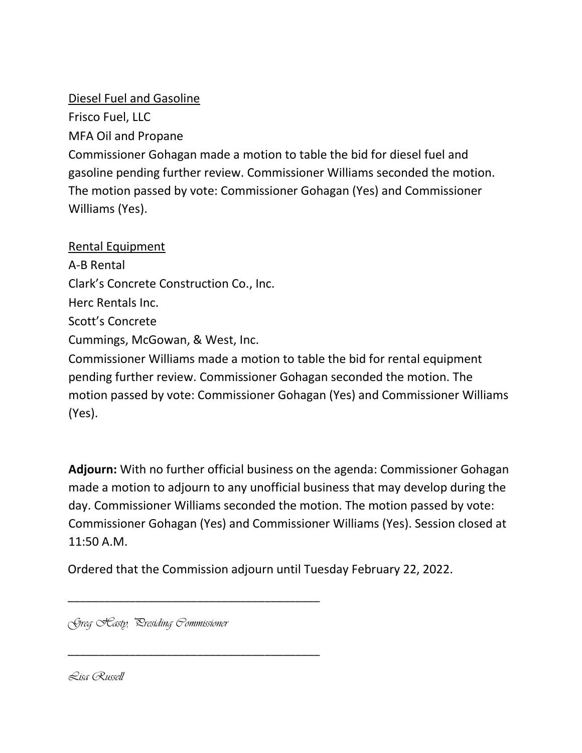<u>Diesel Fuel and Gasoline</u>

Frisco Fuel, LLC

MFA Oil and Propane

Commissioner Gohagan made a motion to table the bid for diesel fuel and gasoline pending further review. Commissioner Williams seconded the motion. The motion passed by vote: Commissioner Gohagan (Yes) and Commissioner Williams (Yes).

<u>Rental Equipment</u>

A-B Rental

Clark's Concrete Construction Co., Inc.

Herc Rentals Inc.

Scott's Concrete

Cummings, McGowan, & West, Inc.

Commissioner Williams made a motion to table the bid for rental equipment pending further review. Commissioner Gohagan seconded the motion. The motion passed by vote: Commissioner Gohagan (Yes) and Commissioner Williams (Yes).

**Adjourn:** With no further official business on the agenda: Commissioner Gohagan made a motion to adjourn to any unofficial business that may develop during the day. Commissioner Williams seconded the motion. The motion passed by vote: Commissioner Gohagan (Yes) and Commissioner Williams (Yes). Session closed at 11:50 A.M.

Ordered that the Commission adjourn until Tuesday February 22, 2022.

_______________________________________

*Greg Hasty, Presiding Commissioner*

_______________________________________

*Lisa Russell*